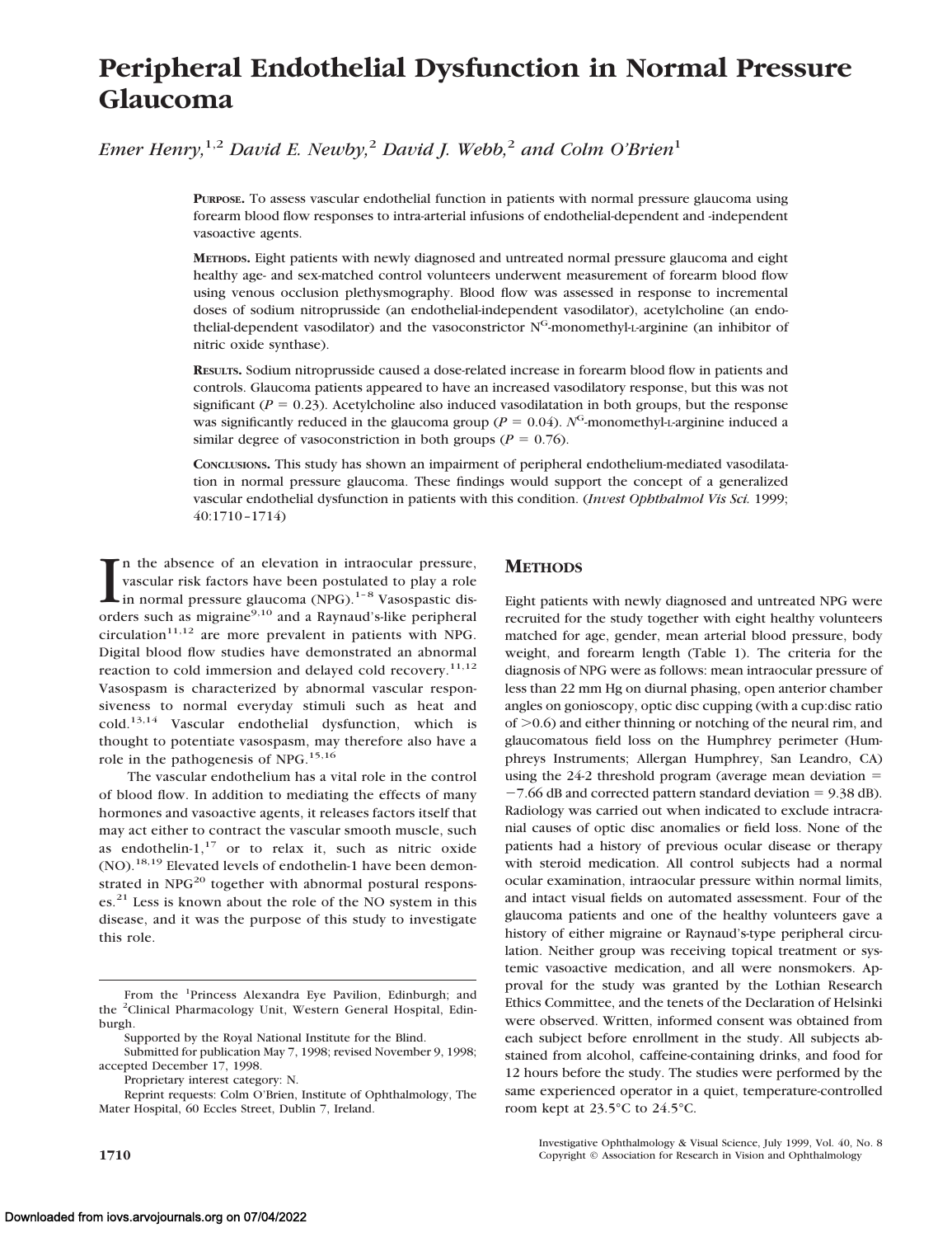# Peripheral Endothelial Dysfunction in Normal Pressure Glaucoma

*Emer Henry,[1,2] David E. Newby,[2] David J. Webb,[2] and Colm O'Brien[1]*

**PURPOSE.** To assess vascular endothelial function in patients with normal pressure glaucoma using forearm blood flow responses to intra-arterial infusions of endothelial-dependent and -independent vasoactive agents.

**METHODS.** Eight patients with newly diagnosed and untreated normal pressure glaucoma and eight healthy age- and sex-matched control volunteers underwent measurement of forearm blood flow using venous occlusion plethysmography. Blood flow was assessed in response to incremental doses of sodium nitroprusside (an endothelial-independent vasodilator), acetylcholine (an endothelial-dependent vasodilator) and the vasoconstrictor $N^G$-monomethyl-L-arginine (an inhibitor of nitric oxide synthase).

**RESULTS.** Sodium nitroprusside caused a dose-related increase in forearm blood flow in patients and controls. Glaucoma patients appeared to have an increased vasodilatory response, but this was not significant ($P = 0.23$). Acetylcholine also induced vasodilatation in both groups, but the response was significantly reduced in the glaucoma group ($P = 0.04$). $N^G$-monomethyl-L-arginine induced a similar degree of vasoconstriction in both groups ($P = 0.76$).

**CONCLUSIONS.** This study has shown an impairment of peripheral endothelium-mediated vasodilatation in normal pressure glaucoma. These findings would support the concept of a generalized vascular endothelial dysfunction in patients with this condition. (*Invest Ophthalmol Vis Sci.* 1999; 40:1710–1714)

In the absence of an elevation in intraocular pressure, vascular risk factors have been postulated to play a role in normal pressure glaucoma (NPG).[1–8] Vasospastic disorders such as migraine[9,10] and a Raynaud's-like peripheral circulation[11,12] are more prevalent in patients with NPG. Digital blood flow studies have demonstrated an abnormal reaction to cold immersion and delayed cold recovery.[11,12] Vasospasm is characterized by abnormal vascular responsiveness to normal everyday stimuli such as heat and cold.[13,14] Vascular endothelial dysfunction, which is thought to potentiate vasospasm, may therefore also have a role in the pathogenesis of NPG.[15,16]

The vascular endothelium has a vital role in the control of blood flow. In addition to mediating the effects of many hormones and vasoactive agents, it releases factors itself that may act either to contract the vascular smooth muscle, such as endothelin-1,[17] or to relax it, such as nitric oxide (NO).[18,19] Elevated levels of endothelin-1 have been demonstrated in NPG[20] together with abnormal postural responses.[21] Less is known about the role of the NO system in this disease, and it was the purpose of this study to investigate this role.

From the [1]Princess Alexandra Eye Pavilion, Edinburgh; and the [2]Clinical Pharmacology Unit, Western General Hospital, Edinburgh.

Supported by the Royal National Institute for the Blind.

Submitted for publication May 7, 1998; revised November 9, 1998; accepted December 17, 1998.

Proprietary interest category: N.

Reprint requests: Colm O'Brien, Institute of Ophthalmology, The Mater Hospital, 60 Eccles Street, Dublin 7, Ireland.

## METHODS

Eight patients with newly diagnosed and untreated NPG were recruited for the study together with eight healthy volunteers matched for age, gender, mean arterial blood pressure, body weight, and forearm length (Table 1). The criteria for the diagnosis of NPG were as follows: mean intraocular pressure of less than 22 mm Hg on diurnal phasing, open anterior chamber angles on gonioscopy, optic disc cupping (with a cup:disc ratio of >0.6) and either thinning or notching of the neural rim, and glaucomatous field loss on the Humphrey perimeter (Humphreys Instruments; Allergan Humphrey, San Leandro, CA) using the 24-2 threshold program (average mean deviation = −7.66 dB and corrected pattern standard deviation = 9.38 dB). Radiology was carried out when indicated to exclude intracranial causes of optic disc anomalies or field loss. None of the patients had a history of previous ocular disease or therapy with steroid medication. All control subjects had a normal ocular examination, intraocular pressure within normal limits, and intact visual fields on automated assessment. Four of the glaucoma patients and one of the healthy volunteers gave a history of either migraine or Raynaud's-type peripheral circulation. Neither group was receiving topical treatment or systemic vasoactive medication, and all were nonsmokers. Approval for the study was granted by the Lothian Research Ethics Committee, and the tenets of the Declaration of Helsinki were observed. Written, informed consent was obtained from each subject before enrollment in the study. All subjects abstained from alcohol, caffeine-containing drinks, and food for 12 hours before the study. The studies were performed by the same experienced operator in a quiet, temperature-controlled room kept at 23.5°C to 24.5°C.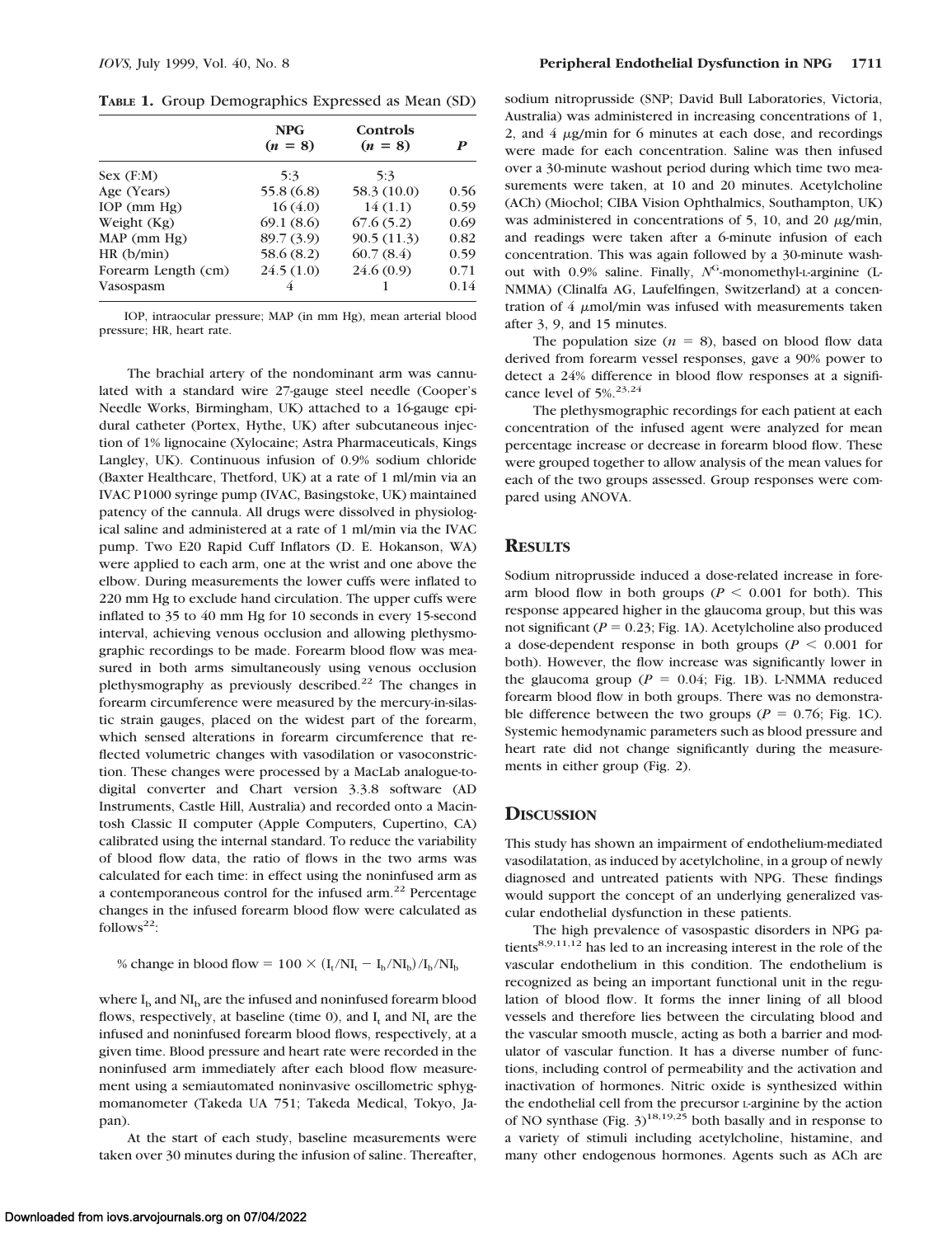**TABLE 1.** Group Demographics Expressed as Mean (SD)

| | NPG ($n$ = 8) | Controls ($n$ = 8) | $P$ |
|---|---|---|---|
| Sex (F:M) | 5:3 | 5:3 | |
| Age (Years) | 55.8 (6.8) | 58.3 (10.0) | 0.56 |
| IOP (mm Hg) | 16 (4.0) | 14 (1.1) | 0.59 |
| Weight (Kg) | 69.1 (8.6) | 67.6 (5.2) | 0.69 |
| MAP (mm Hg) | 89.7 (3.9) | 90.5 (11.3) | 0.82 |
| HR (b/min) | 58.6 (8.2) | 60.7 (8.4) | 0.59 |
| Forearm Length (cm) | 24.5 (1.0) | 24.6 (0.9) | 0.71 |
| Vasospasm | 4 | 1 | 0.14 |

IOP, intraocular pressure; MAP (in mm Hg), mean arterial blood pressure; HR, heart rate.

The brachial artery of the nondominant arm was cannulated with a standard wire 27-gauge steel needle (Cooper's Needle Works, Birmingham, UK) attached to a 16-gauge epidural catheter (Portex, Hythe, UK) after subcutaneous injection of 1% lignocaine (Xylocaine; Astra Pharmaceuticals, Kings Langley, UK). Continuous infusion of 0.9% sodium chloride (Baxter Healthcare, Thetford, UK) at a rate of 1 ml/min via an IVAC P1000 syringe pump (IVAC, Basingstoke, UK) maintained patency of the cannula. All drugs were dissolved in physiological saline and administered at a rate of 1 ml/min via the IVAC pump. Two E20 Rapid Cuff Inflators (D. E. Hokanson, WA) were applied to each arm, one at the wrist and one above the elbow. During measurements the lower cuffs were inflated to 220 mm Hg to exclude hand circulation. The upper cuffs were inflated to 35 to 40 mm Hg for 10 seconds in every 15-second interval, achieving venous occlusion and allowing plethysmographic recordings to be made. Forearm blood flow was measured in both arms simultaneously using venous occlusion plethysmography as previously described.[22] The changes in forearm circumference were measured by the mercury-in-silastic strain gauges, placed on the widest part of the forearm, which sensed alterations in forearm circumference that reflected volumetric changes with vasodilation or vasoconstriction. These changes were processed by a MacLab analogue-to-digital converter and Chart version 3.3.8 software (AD Instruments, Castle Hill, Australia) and recorded onto a Macintosh Classic II computer (Apple Computers, Cupertino, CA) calibrated using the internal standard. To reduce the variability of blood flow data, the ratio of flows in the two arms was calculated for each time: in effect using the noninfused arm as a contemporaneous control for the infused arm.[22] Percentage changes in the infused forearm blood flow were calculated as follows[22]:

$$\% \text{ change in blood flow} = 100 \times (I_t/NI_t - I_b/NI_b)/I_b/NI_b$$

where $I_b$ and $NI_b$ are the infused and noninfused forearm blood flows, respectively, at baseline (time 0), and $I_t$ and $NI_t$ are the infused and noninfused forearm blood flows, respectively, at a given time. Blood pressure and heart rate were recorded in the noninfused arm immediately after each blood flow measurement using a semiautomated noninvasive oscillometric sphygmomanometer (Takeda UA 751; Takeda Medical, Tokyo, Japan).

At the start of each study, baseline measurements were taken over 30 minutes during the infusion of saline. Thereafter, sodium nitroprusside (SNP; David Bull Laboratories, Victoria, Australia) was administered in increasing concentrations of 1, 2, and 4 μg/min for 6 minutes at each dose, and recordings were made for each concentration. Saline was then infused over a 30-minute washout period during which time two measurements were taken, at 10 and 20 minutes. Acetylcholine (ACh) (Miochol; CIBA Vision Ophthalmics, Southampton, UK) was administered in concentrations of 5, 10, and 20 μg/min, and readings were taken after a 6-minute infusion of each concentration. This was again followed by a 30-minute washout with 0.9% saline. Finally, $N^G$-monomethyl-L-arginine (L-NMMA) (Clinalfa AG, Laufelfingen, Switzerland) at a concentration of 4 μmol/min was infused with measurements taken after 3, 9, and 15 minutes.

The population size ($n$ = 8), based on blood flow data derived from forearm vessel responses, gave a 90% power to detect a 24% difference in blood flow responses at a significance level of 5%.[23,24]

The plethysmographic recordings for each patient at each concentration of the infused agent were analyzed for mean percentage increase or decrease in forearm blood flow. These were grouped together to allow analysis of the mean values for each of the two groups assessed. Group responses were compared using ANOVA.

## RESULTS

Sodium nitroprusside induced a dose-related increase in forearm blood flow in both groups ($P < 0.001$ for both). This response appeared higher in the glaucoma group, but this was not significant ($P = 0.23$; Fig. 1A). Acetylcholine also produced a dose-dependent response in both groups ($P < 0.001$ for both). However, the flow increase was significantly lower in the glaucoma group ($P = 0.04$; Fig. 1B). L-NMMA reduced forearm blood flow in both groups. There was no demonstrable difference between the two groups ($P = 0.76$; Fig. 1C). Systemic hemodynamic parameters such as blood pressure and heart rate did not change significantly during the measurements in either group (Fig. 2).

## DISCUSSION

This study has shown an impairment of endothelium-mediated vasodilatation, as induced by acetylcholine, in a group of newly diagnosed and untreated patients with NPG. These findings would support the concept of an underlying generalized vascular endothelial dysfunction in these patients.

The high prevalence of vasospastic disorders in NPG patients[8,9,11,12] has led to an increasing interest in the role of the vascular endothelium in this condition. The endothelium is recognized as being an important functional unit in the regulation of blood flow. It forms the inner lining of all blood vessels and therefore lies between the circulating blood and the vascular smooth muscle, acting as both a barrier and modulator of vascular function. It has a diverse number of functions, including control of permeability and the activation and inactivation of hormones. Nitric oxide is synthesized within the endothelial cell from the precursor L-arginine by the action of NO synthase (Fig. 3)[18,19,25] both basally and in response to a variety of stimuli including acetylcholine, histamine, and many other endogenous hormones. Agents such as ACh are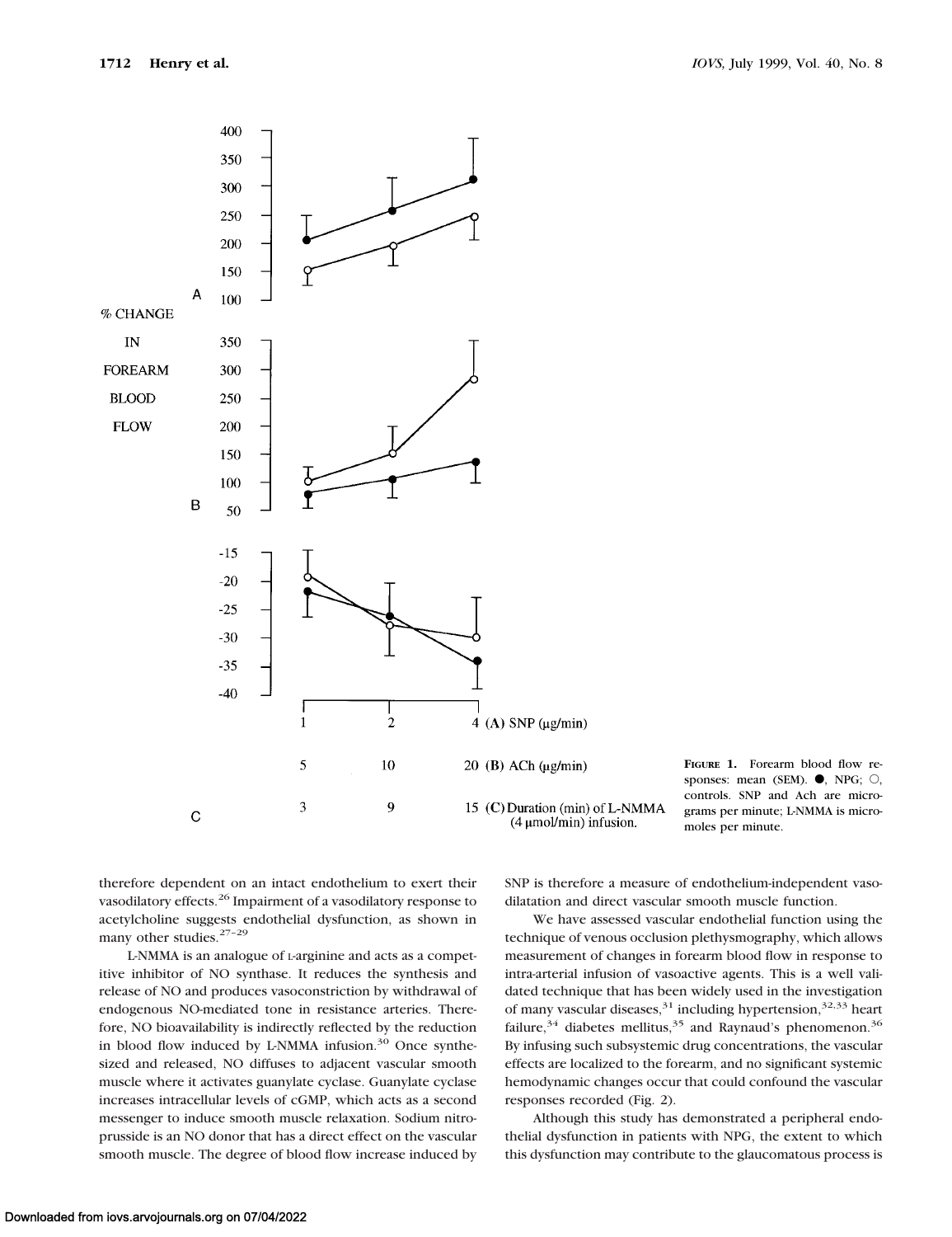**FIGURE 1.** Forearm blood flow responses: mean (SEM). ●, NPG; ○, controls. SNP and Ach are micrograms per minute; L-NMMA is micromoles per minute.

therefore dependent on an intact endothelium to exert their vasodilatory effects.[26] Impairment of a vasodilatory response to acetylcholine suggests endothelial dysfunction, as shown in many other studies.[27–29]

L-NMMA is an analogue of L-arginine and acts as a competitive inhibitor of NO synthase. It reduces the synthesis and release of NO and produces vasoconstriction by withdrawal of endogenous NO-mediated tone in resistance arteries. Therefore, NO bioavailability is indirectly reflected by the reduction in blood flow induced by L-NMMA infusion.[30] Once synthesized and released, NO diffuses to adjacent vascular smooth muscle where it activates guanylate cyclase. Guanylate cyclase increases intracellular levels of cGMP, which acts as a second messenger to induce smooth muscle relaxation. Sodium nitroprusside is an NO donor that has a direct effect on the vascular smooth muscle. The degree of blood flow increase induced by SNP is therefore a measure of endothelium-independent vasodilatation and direct vascular smooth muscle function.

We have assessed vascular endothelial function using the technique of venous occlusion plethysmography, which allows measurement of changes in forearm blood flow in response to intra-arterial infusion of vasoactive agents. This is a well validated technique that has been widely used in the investigation of many vascular diseases,[31] including hypertension,[32,33] heart failure,[34] diabetes mellitus,[35] and Raynaud's phenomenon.[36] By infusing such subsystemic drug concentrations, the vascular effects are localized to the forearm, and no significant systemic hemodynamic changes occur that could confound the vascular responses recorded (Fig. 2).

Although this study has demonstrated a peripheral endothelial dysfunction in patients with NPG, the extent to which this dysfunction may contribute to the glaucomatous process is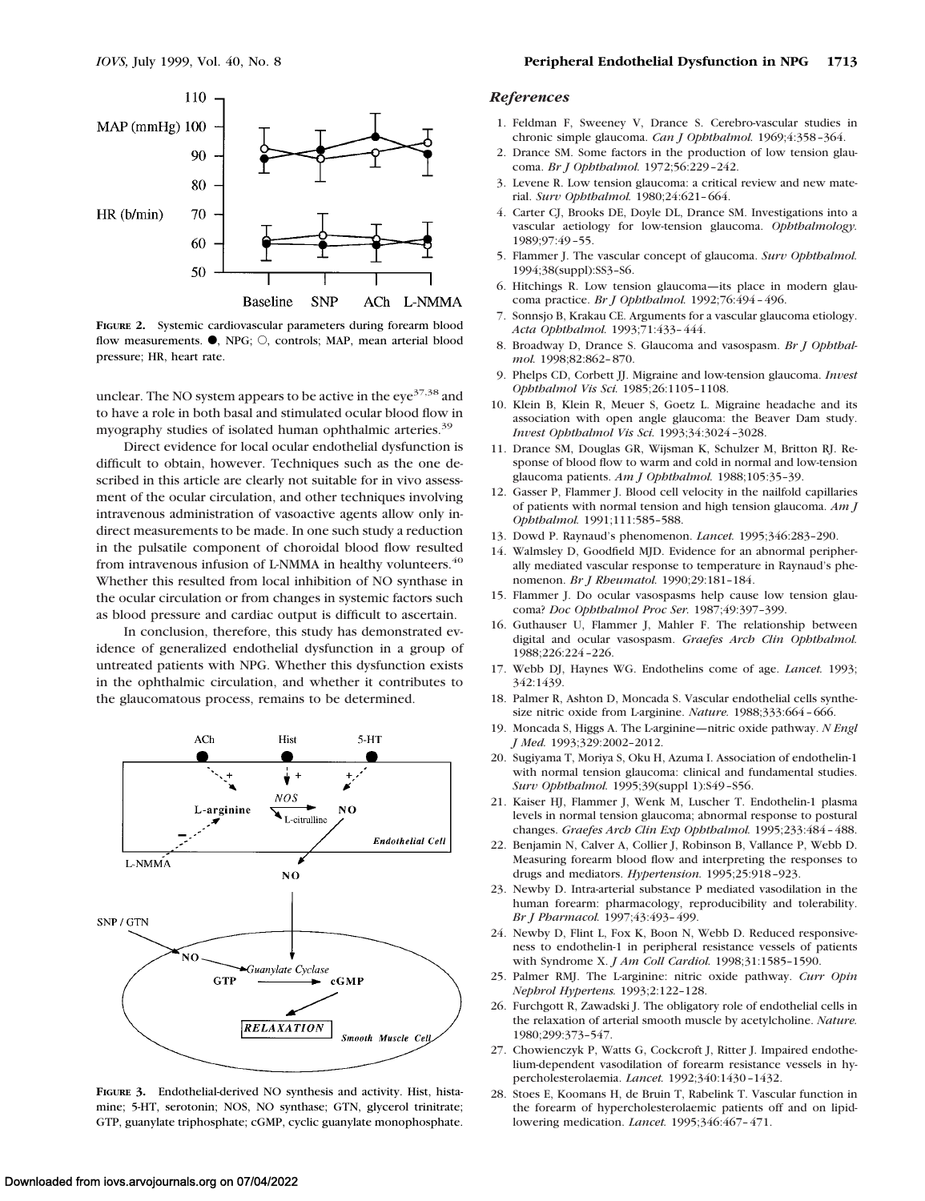FIGURE 2. Systemic cardiovascular parameters during forearm blood flow measurements. ●, NPG; ○, controls; MAP, mean arterial blood pressure; HR, heart rate.

unclear. The NO system appears to be active in the eye[37,38] and to have a role in both basal and stimulated ocular blood flow in myography studies of isolated human ophthalmic arteries.[39]

Direct evidence for local ocular endothelial dysfunction is difficult to obtain, however. Techniques such as the one described in this article are clearly not suitable for in vivo assessment of the ocular circulation, and other techniques involving intravenous administration of vasoactive agents allow only indirect measurements to be made. In one such study a reduction in the pulsatile component of choroidal blood flow resulted from intravenous infusion of L-NMMA in healthy volunteers.[40] Whether this resulted from local inhibition of NO synthase in the ocular circulation or from changes in systemic factors such as blood pressure and cardiac output is difficult to ascertain.

In conclusion, therefore, this study has demonstrated evidence of generalized endothelial dysfunction in a group of untreated patients with NPG. Whether this dysfunction exists in the ophthalmic circulation, and whether it contributes to the glaucomatous process, remains to be determined.

FIGURE 3. Endothelial-derived NO synthesis and activity. Hist, histamine; 5-HT, serotonin; NOS, NO synthase; GTN, glycerol trinitrate; GTP, guanylate triphosphate; cGMP, cyclic guanylate monophosphate.

## References

1. Feldman F, Sweeney V, Drance S. Cerebro-vascular studies in chronic simple glaucoma. *Can J Ophthalmol.* 1969;4:358–364.
2. Drance SM. Some factors in the production of low tension glaucoma. *Br J Ophthalmol.* 1972;56:229–242.
3. Levene R. Low tension glaucoma: a critical review and new material. *Surv Ophthalmol.* 1980;24:621–664.
4. Carter CJ, Brooks DE, Doyle DL, Drance SM. Investigations into a vascular aetiology for low-tension glaucoma. *Ophthalmology.* 1989;97:49–55.
5. Flammer J. The vascular concept of glaucoma. *Surv Ophthalmol.* 1994;38(suppl):S3–S6.
6. Hitchings R. Low tension glaucoma—its place in modern glaucoma practice. *Br J Ophthalmol.* 1992;76:494–496.
7. Sonnsjo B, Krakau CE. Arguments for a vascular glaucoma etiology. *Acta Ophthalmol.* 1993;71:433–444.
8. Broadway D, Drance S. Glaucoma and vasospasm. *Br J Ophthalmol.* 1998;82:862–870.
9. Phelps CD, Corbett JJ. Migraine and low-tension glaucoma. *Invest Ophthalmol Vis Sci.* 1985;26:1105–1108.
10. Klein B, Klein R, Meuer S, Goetz L. Migraine headache and its association with open angle glaucoma: the Beaver Dam study. *Invest Ophthalmol Vis Sci.* 1993;34:3024–3028.
11. Drance SM, Douglas GR, Wijsman K, Schulzer M, Britton RJ. Response of blood flow to warm and cold in normal and low-tension glaucoma patients. *Am J Ophthalmol.* 1988;105:35–39.
12. Gasser P, Flammer J. Blood cell velocity in the nailfold capillaries of patients with normal tension and high tension glaucoma. *Am J Ophthalmol.* 1991;111:585–588.
13. Dowd P. Raynaud's phenomenon. *Lancet.* 1995;346:283–290.
14. Walmsley D, Goodfield MJD. Evidence for an abnormal peripherally mediated vascular response to temperature in Raynaud's phenomenon. *Br J Rheumatol.* 1990;29:181–184.
15. Flammer J. Do ocular vasospasms help cause low tension glaucoma? *Doc Ophthalmol Proc Ser.* 1987;49:397–399.
16. Guthauser U, Flammer J, Mahler F. The relationship between digital and ocular vasospasm. *Graefes Arch Clin Ophthalmol.* 1988;226:224–226.
17. Webb DJ, Haynes WG. Endothelins come of age. *Lancet.* 1993;342:1439.
18. Palmer R, Ashton D, Moncada S. Vascular endothelial cells synthesize nitric oxide from L-arginine. *Nature.* 1988;333:664–666.
19. Moncada S, Higgs A. The L-arginine—nitric oxide pathway. *N Engl J Med.* 1993;329:2002–2012.
20. Sugiyama T, Moriya S, Oku H, Azuma I. Association of endothelin-1 with normal tension glaucoma: clinical and fundamental studies. *Surv Ophthalmol.* 1995;39(suppl 1):S49–S56.
21. Kaiser HJ, Flammer J, Wenk M, Luscher T. Endothelin-1 plasma levels in normal tension glaucoma; abnormal response to postural changes. *Graefes Arch Clin Exp Ophthalmol.* 1995;233:484–488.
22. Benjamin N, Calver A, Collier J, Robinson B, Vallance P, Webb D. Measuring forearm blood flow and interpreting the responses to drugs and mediators. *Hypertension.* 1995;25:918–923.
23. Newby D. Intra-arterial substance P mediated vasodilation in the human forearm: pharmacology, reproducibility and tolerability. *Br J Pharmacol.* 1997;43:493–499.
24. Newby D, Flint L, Fox K, Boon N, Webb D. Reduced responsiveness to endothelin-1 in peripheral resistance vessels of patients with Syndrome X. *J Am Coll Cardiol.* 1998;31:1585–1590.
25. Palmer RMJ. The L-arginine: nitric oxide pathway. *Curr Opin Nephrol Hypertens.* 1993;2:122–128.
26. Furchgott R, Zawadski J. The obligatory role of endothelial cells in the relaxation of arterial smooth muscle by acetylcholine. *Nature.* 1980;299:373–547.
27. Chowienczyk P, Watts G, Cockcroft J, Ritter J. Impaired endothelium-dependent vasodilation of forearm resistance vessels in hypercholesterolaemia. *Lancet.* 1992;340:1430–1432.
28. Stoes E, Koomans H, de Bruin T, Rabelink T. Vascular function in the forearm of hypercholesterolaemic patients off and on lipid-lowering medication. *Lancet.* 1995;346:467–471.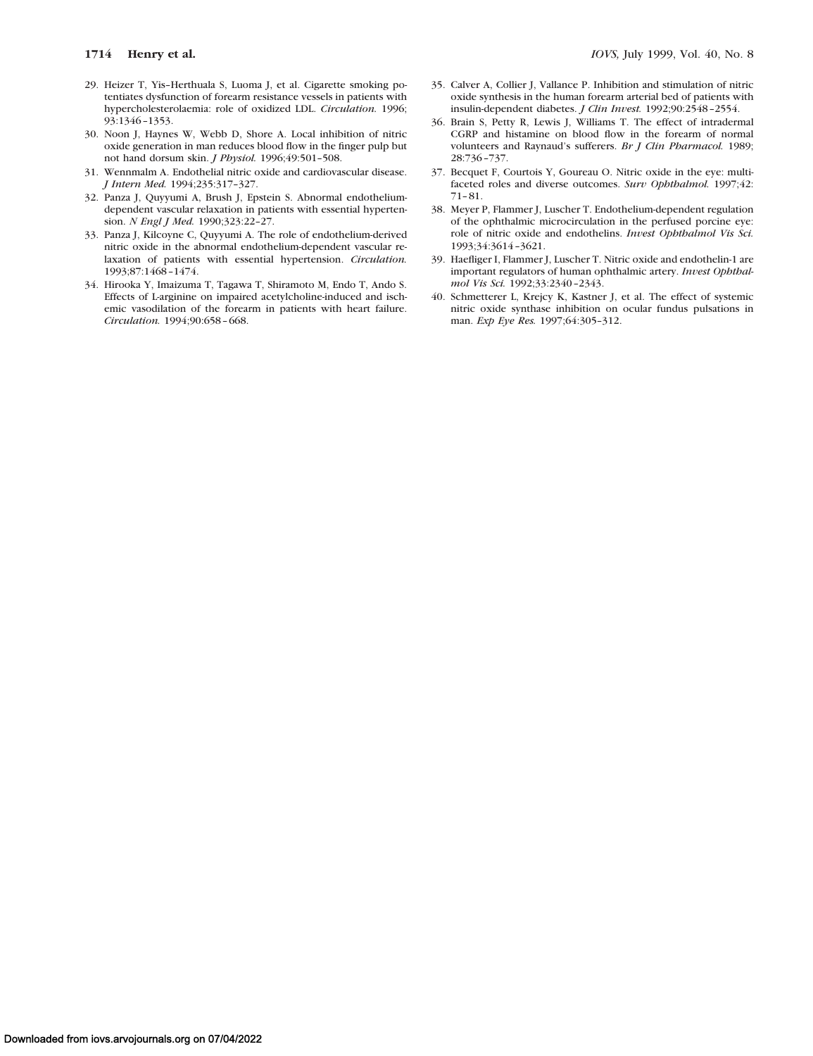29. Heizer T, Yis–Herthuala S, Luoma J, et al. Cigarette smoking potentiates dysfunction of forearm resistance vessels in patients with hypercholesterolaemia: role of oxidized LDL. *Circulation.* 1996; 93:1346–1353.
30. Noon J, Haynes W, Webb D, Shore A. Local inhibition of nitric oxide generation in man reduces blood flow in the finger pulp but not hand dorsum skin. *J Physiol.* 1996;49:501–508.
31. Wennmalm A. Endothelial nitric oxide and cardiovascular disease. *J Intern Med.* 1994;235:317–327.
32. Panza J, Quyyumi A, Brush J, Epstein S. Abnormal endothelium-dependent vascular relaxation in patients with essential hypertension. *N Engl J Med.* 1990;323:22–27.
33. Panza J, Kilcoyne C, Quyyumi A. The role of endothelium-derived nitric oxide in the abnormal endothelium-dependent vascular relaxation of patients with essential hypertension. *Circulation.* 1993;87:1468–1474.
34. Hirooka Y, Imaizuma T, Tagawa T, Shiramoto M, Endo T, Ando S. Effects of L-arginine on impaired acetylcholine-induced and ischemic vasodilation of the forearm in patients with heart failure. *Circulation.* 1994;90:658–668.
35. Calver A, Collier J, Vallance P. Inhibition and stimulation of nitric oxide synthesis in the human forearm arterial bed of patients with insulin-dependent diabetes. *J Clin Invest.* 1992;90:2548–2554.
36. Brain S, Petty R, Lewis J, Williams T. The effect of intradermal CGRP and histamine on blood flow in the forearm of normal volunteers and Raynaud's sufferers. *Br J Clin Pharmacol.* 1989; 28:736–737.
37. Becquet F, Courtois Y, Goureau O. Nitric oxide in the eye: multifaceted roles and diverse outcomes. *Surv Ophthalmol.* 1997;42: 71–81.
38. Meyer P, Flammer J, Luscher T. Endothelium-dependent regulation of the ophthalmic microcirculation in the perfused porcine eye: role of nitric oxide and endothelins. *Invest Ophthalmol Vis Sci.* 1993;34:3614–3621.
39. Haefliger I, Flammer J, Luscher T. Nitric oxide and endothelin-1 are important regulators of human ophthalmic artery. *Invest Ophthalmol Vis Sci.* 1992;33:2340–2343.
40. Schmetterer L, Krejcy K, Kastner J, et al. The effect of systemic nitric oxide synthase inhibition on ocular fundus pulsations in man. *Exp Eye Res.* 1997;64:305–312.